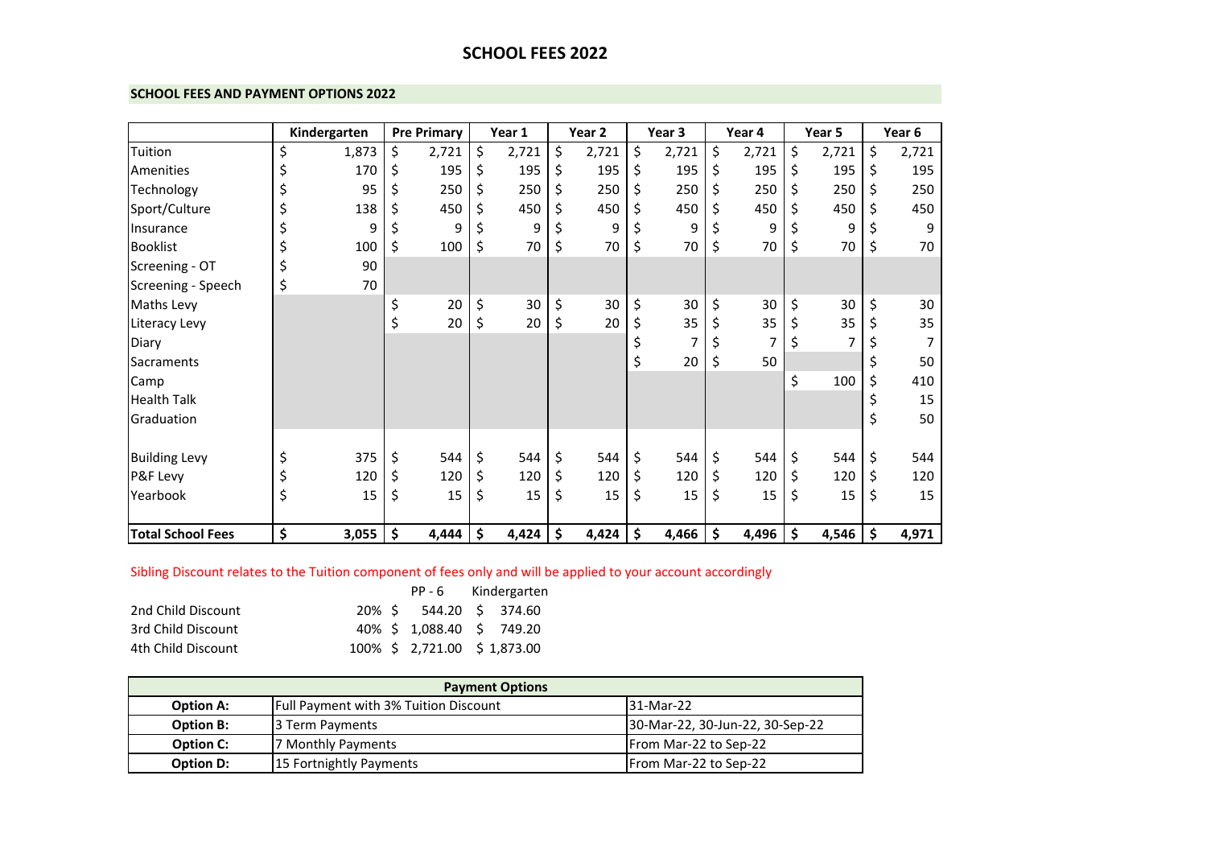# SCHOOL FEES 2022

## SCHOOL FEES AND PAYMENT OPTIONS 2022

| | Kindergarten | Pre Primary | Year 1 | Year 2 | Year 3 | Year 4 | Year 5 | Year 6 |
|---|---|---|---|---|---|---|---|---|
| Tuition | $ 1,873 | $ 2,721 | $ 2,721 | $ 2,721 | $ 2,721 | $ 2,721 | $ 2,721 | $ 2,721 |
| Amenities | $ 170 | $ 195 | $ 195 | $ 195 | $ 195 | $ 195 | $ 195 | $ 195 |
| Technology | $ 95 | $ 250 | $ 250 | $ 250 | $ 250 | $ 250 | $ 250 | $ 250 |
| Sport/Culture | $ 138 | $ 450 | $ 450 | $ 450 | $ 450 | $ 450 | $ 450 | $ 450 |
| Insurance | $ 9 | $ 9 | $ 9 | $ 9 | $ 9 | $ 9 | $ 9 | $ 9 |
| Booklist | $ 100 | $ 100 | $ 70 | $ 70 | $ 70 | $ 70 | $ 70 | $ 70 |
| Screening - OT | $ 90 | | | | | | | |
| Screening - Speech | $ 70 | | | | | | | |
| Maths Levy | | $ 20 | $ 30 | $ 30 | $ 30 | $ 30 | $ 30 | $ 30 |
| Literacy Levy | | $ 20 | $ 20 | $ 20 | $ 35 | $ 35 | $ 35 | $ 35 |
| Diary | | | | | $ 7 | $ 7 | $ 7 | $ 7 |
| Sacraments | | | | | $ 20 | $ 50 | | $ 50 |
| Camp | | | | | | | $ 100 | $ 410 |
| Health Talk | | | | | | | | $ 15 |
| Graduation | | | | | | | | $ 50 |
| Building Levy | $ 375 | $ 544 | $ 544 | $ 544 | $ 544 | $ 544 | $ 544 | $ 544 |
| P&F Levy | $ 120 | $ 120 | $ 120 | $ 120 | $ 120 | $ 120 | $ 120 | $ 120 |
| Yearbook | $ 15 | $ 15 | $ 15 | $ 15 | $ 15 | $ 15 | $ 15 | $ 15 |
| **Total School Fees** | **$ 3,055** | **$ 4,444** | **$ 4,424** | **$ 4,424** | **$ 4,466** | **$ 4,496** | **$ 4,546** | **$ 4,971** |

Sibling Discount relates to the Tuition component of fees only and will be applied to your account accordingly

| | | PP - 6 | Kindergarten |
|---|---|---|---|
| 2nd Child Discount | 20% | $ 544.20 | $ 374.60 |
| 3rd Child Discount | 40% | $ 1,088.40 | $ 749.20 |
| 4th Child Discount | 100% | $ 2,721.00 | $ 1,873.00 |

| Payment Options | | |
|---|---|---|
| **Option A:** | Full Payment with 3% Tuition Discount | 31-Mar-22 |
| **Option B:** | 3 Term Payments | 30-Mar-22, 30-Jun-22, 30-Sep-22 |
| **Option C:** | 7 Monthly Payments | From Mar-22 to Sep-22 |
| **Option D:** | 15 Fortnightly Payments | From Mar-22 to Sep-22 |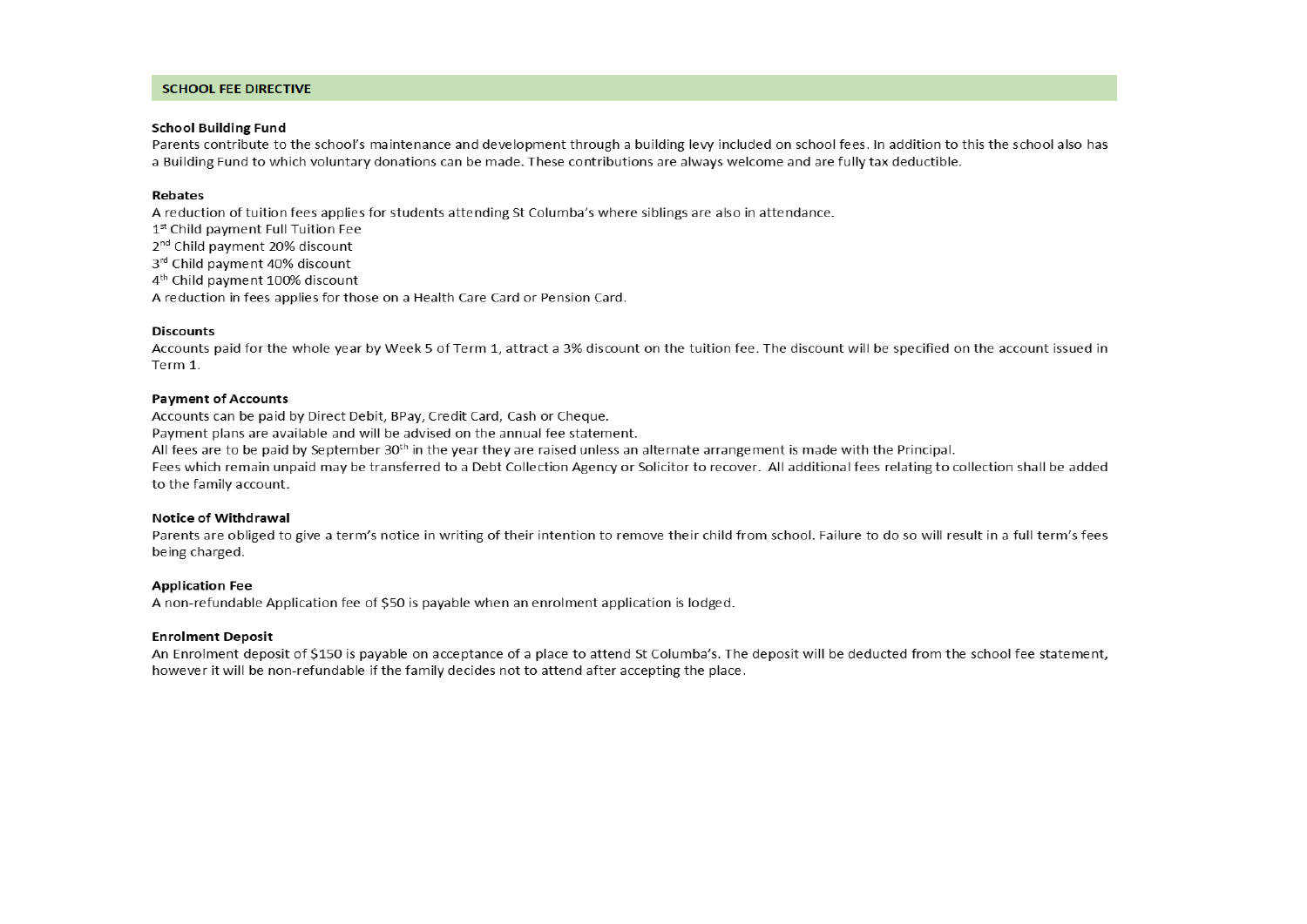## SCHOOL FEE DIRECTIVE

**School Building Fund**
Parents contribute to the school's maintenance and development through a building levy included on school fees. In addition to this the school also has a Building Fund to which voluntary donations can be made. These contributions are always welcome and are fully tax deductible.

**Rebates**
A reduction of tuition fees applies for students attending St Columba's where siblings are also in attendance.
1st Child payment Full Tuition Fee
2nd Child payment 20% discount
3rd Child payment 40% discount
4th Child payment 100% discount
A reduction in fees applies for those on a Health Care Card or Pension Card.

**Discounts**
Accounts paid for the whole year by Week 5 of Term 1, attract a 3% discount on the tuition fee. The discount will be specified on the account issued in Term 1.

**Payment of Accounts**
Accounts can be paid by Direct Debit, BPay, Credit Card, Cash or Cheque.
Payment plans are available and will be advised on the annual fee statement.
All fees are to be paid by September 30th in the year they are raised unless an alternate arrangement is made with the Principal.
Fees which remain unpaid may be transferred to a Debt Collection Agency or Solicitor to recover. All additional fees relating to collection shall be added to the family account.

**Notice of Withdrawal**
Parents are obliged to give a term's notice in writing of their intention to remove their child from school. Failure to do so will result in a full term's fees being charged.

**Application Fee**
A non-refundable Application fee of $50 is payable when an enrolment application is lodged.

**Enrolment Deposit**
An Enrolment deposit of $150 is payable on acceptance of a place to attend St Columba's. The deposit will be deducted from the school fee statement, however it will be non-refundable if the family decides not to attend after accepting the place.